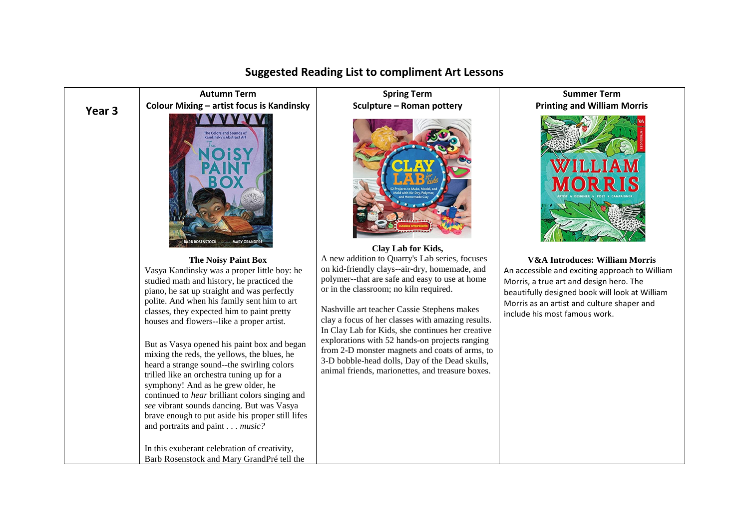# Suggested Reading List to compliment Art Lessons

| | Autumn Term<br>Colour Mixing – artist focus is Kandinsky | Spring Term<br>Sculpture – Roman pottery | Summer Term<br>Printing and William Morris |
|---|---|---|---|
| **Year 3** | **The Noisy Paint Box**<br>Vasya Kandinsky was a proper little boy: he studied math and history, he practiced the piano, he sat up straight and was perfectly polite. And when his family sent him to art classes, they expected him to paint pretty houses and flowers--like a proper artist.<br><br>But as Vasya opened his paint box and began mixing the reds, the yellows, the blues, he heard a strange sound--the swirling colors trilled like an orchestra tuning up for a symphony! And as he grew older, he continued to *hear* brilliant colors singing and *see* vibrant sounds dancing. But was Vasya brave enough to put aside his proper still lifes and portraits and paint . . . *music?*<br><br>In this exuberant celebration of creativity, Barb Rosenstock and Mary GrandPré tell the | **Clay Lab for Kids,**<br>A new addition to Quarry's Lab series, focuses on kid-friendly clays--air-dry, homemade, and polymer--that are safe and easy to use at home or in the classroom; no kiln required.<br><br>Nashville art teacher Cassie Stephens makes clay a focus of her classes with amazing results. In Clay Lab for Kids, she continues her creative explorations with 52 hands-on projects ranging from 2-D monster magnets and coats of arms, to 3-D bobble-head dolls, Day of the Dead skulls, animal friends, marionettes, and treasure boxes. | **V&A Introduces: William Morris**<br>An accessible and exciting approach to William Morris, a true art and design hero. The beautifully designed book will look at William Morris as an artist and culture shaper and include his most famous work. |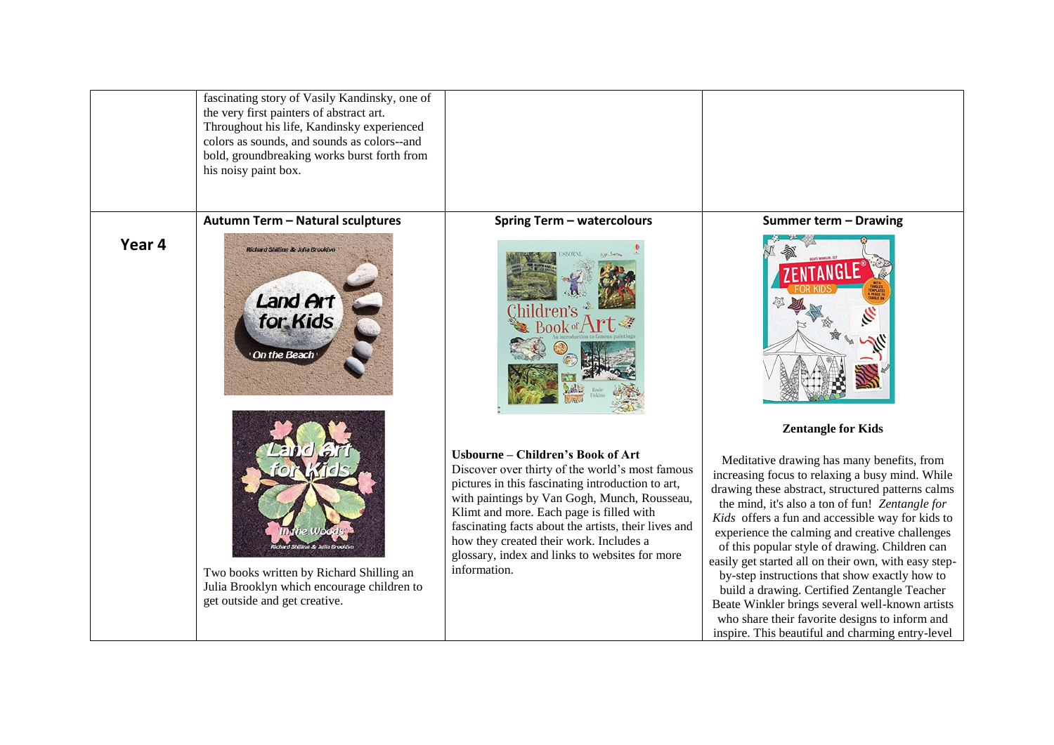| | | | |
|---|---|---|---|
| | fascinating story of Vasily Kandinsky, one of the very first painters of abstract art. Throughout his life, Kandinsky experienced colors as sounds, and sounds as colors--and bold, groundbreaking works burst forth from his noisy paint box. | | |
| **Year 4** | **Autumn Term – Natural sculptures**<br><br>Two books written by Richard Shilling an Julia Brooklyn which encourage children to get outside and get creative. | **Spring Term – watercolours**<br><br>**Usbourne – Children's Book of Art**<br>Discover over thirty of the world's most famous pictures in this fascinating introduction to art, with paintings by Van Gogh, Munch, Rousseau, Klimt and more. Each page is filled with fascinating facts about the artists, their lives and how they created their work. Includes a glossary, index and links to websites for more information. | **Summer term – Drawing**<br><br>**Zentangle for Kids**<br><br>Meditative drawing has many benefits, from increasing focus to relaxing a busy mind. While drawing these abstract, structured patterns calms the mind, it's also a ton of fun! *Zentangle for Kids* offers a fun and accessible way for kids to experience the calming and creative challenges of this popular style of drawing. Children can easily get started all on their own, with easy step-by-step instructions that show exactly how to build a drawing. Certified Zentangle Teacher Beate Winkler brings several well-known artists who share their favorite designs to inform and inspire. This beautiful and charming entry-level |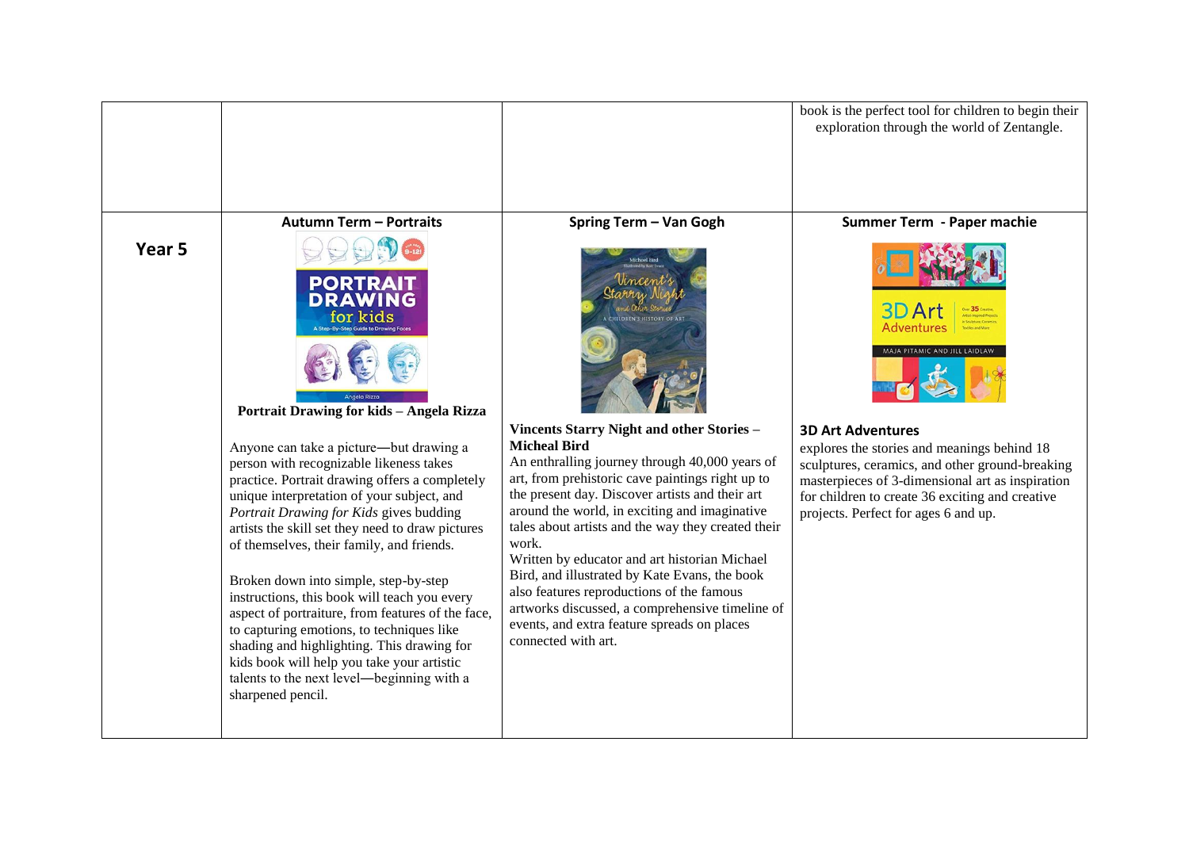| | | | |
|---|---|---|---|
| | | | book is the perfect tool for children to begin their exploration through the world of Zentangle. |
| **Year 5** | **Autumn Term – Portraits**<br><br>**Portrait Drawing for kids – Angela Rizza**<br><br>Anyone can take a picture—but drawing a person with recognizable likeness takes practice. Portrait drawing offers a completely unique interpretation of your subject, and *Portrait Drawing for Kids* gives budding artists the skill set they need to draw pictures of themselves, their family, and friends.<br><br>Broken down into simple, step-by-step instructions, this book will teach you every aspect of portraiture, from features of the face, to capturing emotions, to techniques like shading and highlighting. This drawing for kids book will help you take your artistic talents to the next level—beginning with a sharpened pencil. | **Spring Term – Van Gogh**<br><br>**Vincents Starry Night and other Stories – Micheal Bird**<br>An enthralling journey through 40,000 years of art, from prehistoric cave paintings right up to the present day. Discover artists and their art around the world, in exciting and imaginative tales about artists and the way they created their work.<br>Written by educator and art historian Michael Bird, and illustrated by Kate Evans, the book also features reproductions of the famous artworks discussed, a comprehensive timeline of events, and extra feature spreads on places connected with art. | **Summer Term - Paper machie**<br><br>**3D Art Adventures**<br>explores the stories and meanings behind 18 sculptures, ceramics, and other ground-breaking masterpieces of 3-dimensional art as inspiration for children to create 36 exciting and creative projects. Perfect for ages 6 and up. |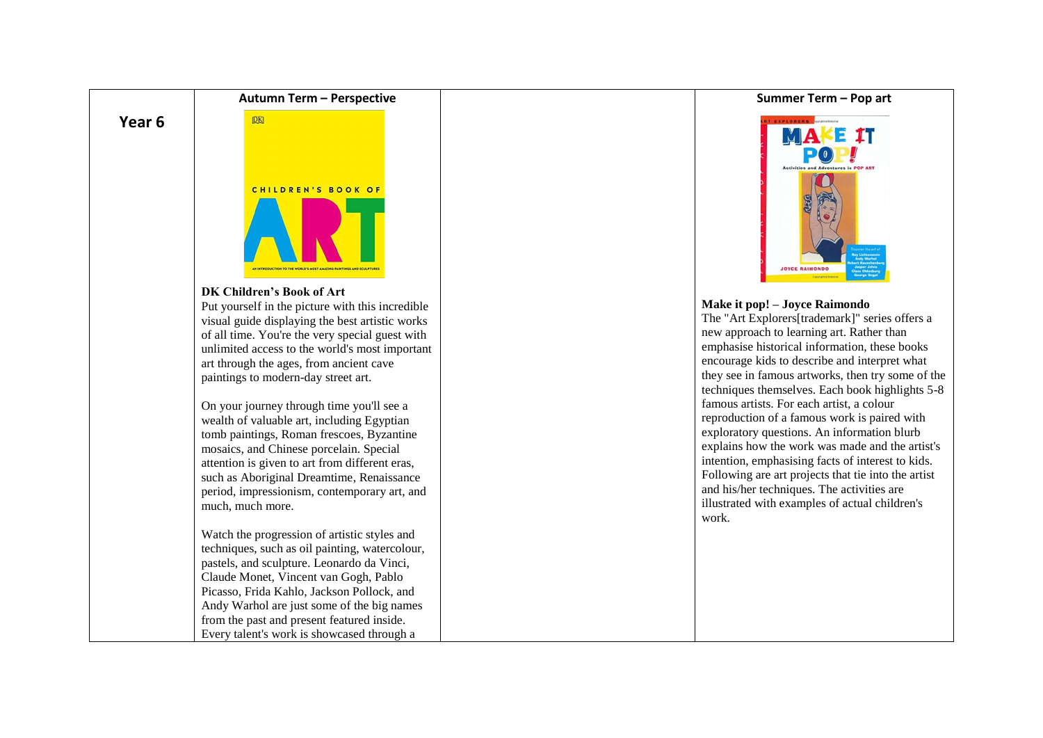| Year 6 | Autumn Term – Perspective | | Summer Term – Pop art |
|---|---|---|---|
| | **DK Children's Book of Art**<br>Put yourself in the picture with this incredible visual guide displaying the best artistic works of all time. You're the very special guest with unlimited access to the world's most important art through the ages, from ancient cave paintings to modern-day street art.<br><br>On your journey through time you'll see a wealth of valuable art, including Egyptian tomb paintings, Roman frescoes, Byzantine mosaics, and Chinese porcelain. Special attention is given to art from different eras, such as Aboriginal Dreamtime, Renaissance period, impressionism, contemporary art, and much, much more.<br><br>Watch the progression of artistic styles and techniques, such as oil painting, watercolour, pastels, and sculpture. Leonardo da Vinci, Claude Monet, Vincent van Gogh, Pablo Picasso, Frida Kahlo, Jackson Pollock, and Andy Warhol are just some of the big names from the past and present featured inside. Every talent's work is showcased through a | | **Make it pop! – Joyce Raimondo**<br>The "Art Explorers[trademark]" series offers a new approach to learning art. Rather than emphasise historical information, these books encourage kids to describe and interpret what they see in famous artworks, then try some of the techniques themselves. Each book highlights 5-8 famous artists. For each artist, a colour reproduction of a famous work is paired with exploratory questions. An information blurb explains how the work was made and the artist's intention, emphasising facts of interest to kids. Following are art projects that tie into the artist and his/her techniques. The activities are illustrated with examples of actual children's work. |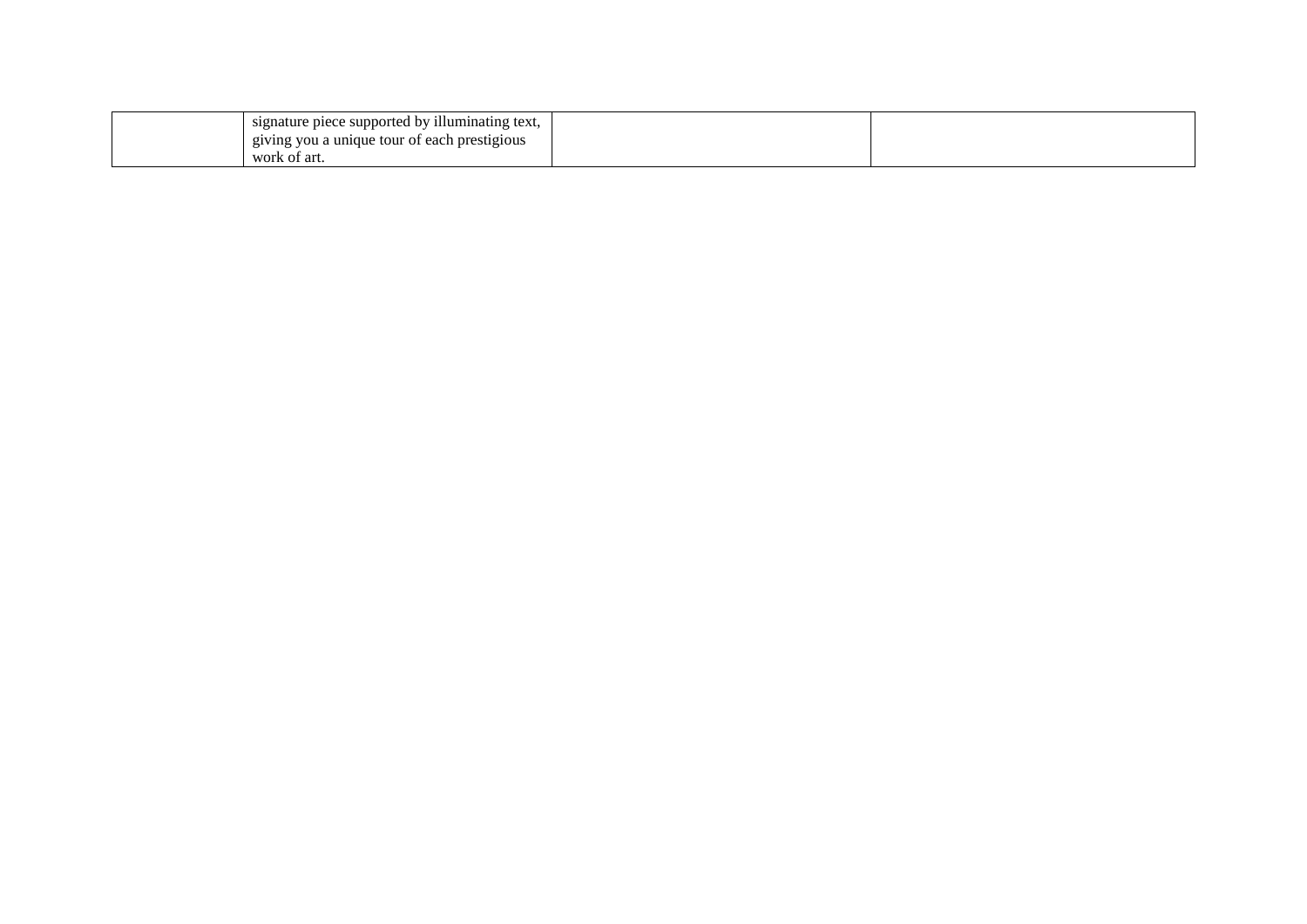| | | | |
|---|---|---|---|
| | signature piece supported by illuminating text, giving you a unique tour of each prestigious work of art. | | |